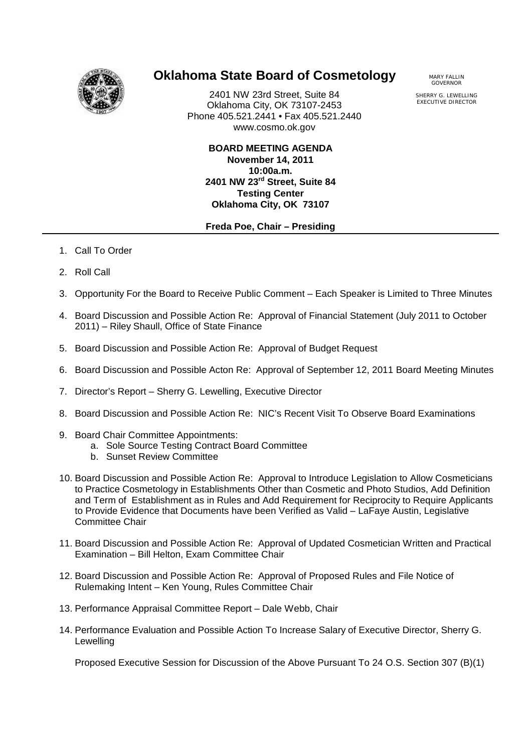# Oklahoma State Board of Cosmetology

2401 NW 23rd Street, Suite 84
Oklahoma City, OK 73107-2453
Phone 405.521.2441 • Fax 405.521.2440
www.cosmo.ok.gov

MARY FALLIN
GOVERNOR

SHERRY G. LEWELLING
EXECUTIVE DIRECTOR

**BOARD MEETING AGENDA**
**November 14, 2011**
**10:00a.m.**
**2401 NW 23rd Street, Suite 84**
**Testing Center**
**Oklahoma City, OK 73107**

**Freda Poe, Chair – Presiding**

---

1. Call To Order
2. Roll Call
3. Opportunity For the Board to Receive Public Comment – Each Speaker is Limited to Three Minutes
4. Board Discussion and Possible Action Re: Approval of Financial Statement (July 2011 to October 2011) – Riley Shaull, Office of State Finance
5. Board Discussion and Possible Action Re: Approval of Budget Request
6. Board Discussion and Possible Acton Re: Approval of September 12, 2011 Board Meeting Minutes
7. Director's Report – Sherry G. Lewelling, Executive Director
8. Board Discussion and Possible Action Re: NIC's Recent Visit To Observe Board Examinations
9. Board Chair Committee Appointments:
   a. Sole Source Testing Contract Board Committee
   b. Sunset Review Committee
10. Board Discussion and Possible Action Re: Approval to Introduce Legislation to Allow Cosmeticians to Practice Cosmetology in Establishments Other than Cosmetic and Photo Studios, Add Definition and Term of Establishment as in Rules and Add Requirement for Reciprocity to Require Applicants to Provide Evidence that Documents have been Verified as Valid – LaFaye Austin, Legislative Committee Chair
11. Board Discussion and Possible Action Re: Approval of Updated Cosmetician Written and Practical Examination – Bill Helton, Exam Committee Chair
12. Board Discussion and Possible Action Re: Approval of Proposed Rules and File Notice of Rulemaking Intent – Ken Young, Rules Committee Chair
13. Performance Appraisal Committee Report – Dale Webb, Chair
14. Performance Evaluation and Possible Action To Increase Salary of Executive Director, Sherry G. Lewelling

    Proposed Executive Session for Discussion of the Above Pursuant To 24 O.S. Section 307 (B)(1)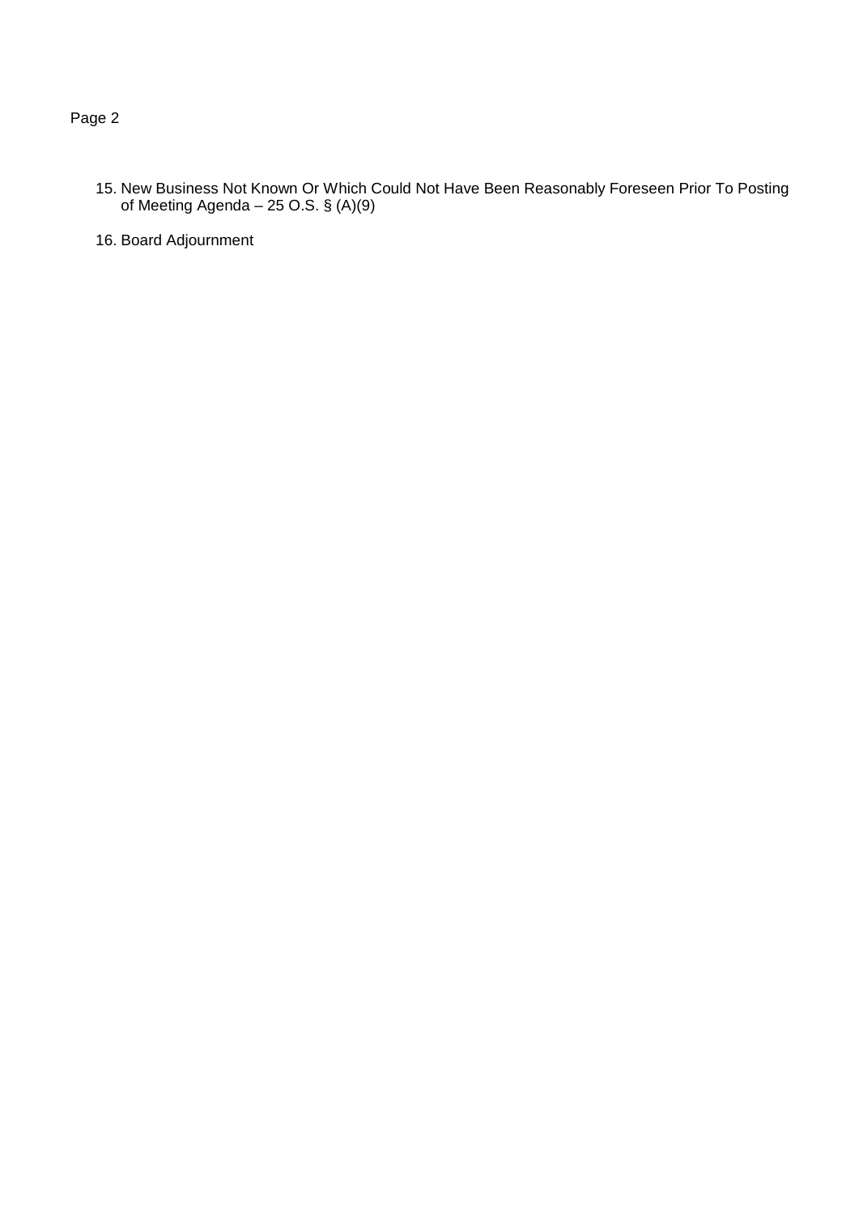15. New Business Not Known Or Which Could Not Have Been Reasonably Foreseen Prior To Posting of Meeting Agenda – 25 O.S. § (A)(9)

16. Board Adjournment